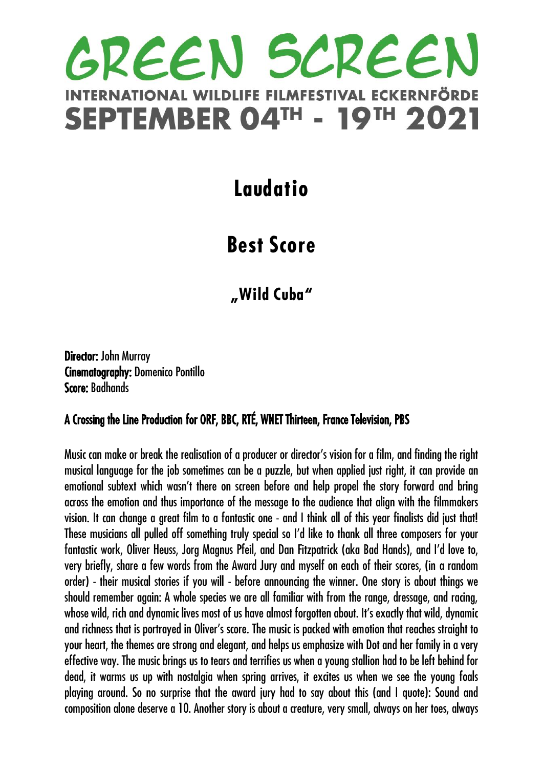# GREEN SCREEN

INTERNATIONAL WILDLIFE FILMFESTIVAL ECKERNFÖRDE

**SEPTEMBER 04TH - 19TH 2021**

## Laudatio

## Best Score

### „Wild Cuba"

**Director:** John Murray
**Cinematography:** Domenico Pontillo
**Score:** Badhands

**A Crossing the Line Production for ORF, BBC, RTÉ, WNET Thirteen, France Television, PBS**

Music can make or break the realisation of a producer or director's vision for a film, and finding the right musical language for the job sometimes can be a puzzle, but when applied just right, it can provide an emotional subtext which wasn't there on screen before and help propel the story forward and bring across the emotion and thus importance of the message to the audience that align with the filmmakers vision. It can change a great film to a fantastic one - and I think all of this year finalists did just that! These musicians all pulled off something truly special so I'd like to thank all three composers for your fantastic work, Oliver Heuss, Jorg Magnus Pfeil, and Dan Fitzpatrick (aka Bad Hands), and I'd love to, very briefly, share a few words from the Award Jury and myself on each of their scores, (in a random order) - their musical stories if you will - before announcing the winner. One story is about things we should remember again: A whole species we are all familiar with from the range, dressage, and racing, whose wild, rich and dynamic lives most of us have almost forgotten about. It's exactly that wild, dynamic and richness that is portrayed in Oliver's score. The music is packed with emotion that reaches straight to your heart, the themes are strong and elegant, and helps us emphasize with Dot and her family in a very effective way. The music brings us to tears and terrifies us when a young stallion had to be left behind for dead, it warms us up with nostalgia when spring arrives, it excites us when we see the young foals playing around. So no surprise that the award jury had to say about this (and I quote): Sound and composition alone deserve a 10. Another story is about a creature, very small, always on her toes, always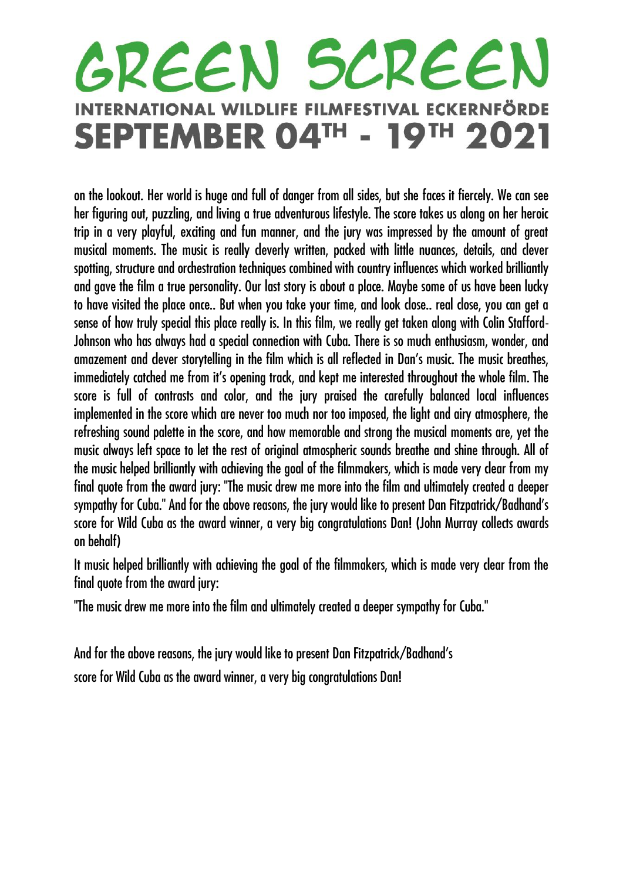# GREEN SCREEN

## INTERNATIONAL WILDLIFE FILMFESTIVAL ECKERNFÖRDE

## SEPTEMBER 04TH - 19TH 2021

on the lookout. Her world is huge and full of danger from all sides, but she faces it fiercely. We can see her figuring out, puzzling, and living a true adventurous lifestyle. The score takes us along on her heroic trip in a very playful, exciting and fun manner, and the jury was impressed by the amount of great musical moments. The music is really cleverly written, packed with little nuances, details, and clever spotting, structure and orchestration techniques combined with country influences which worked brilliantly and gave the film a true personality. Our last story is about a place. Maybe some of us have been lucky to have visited the place once.. But when you take your time, and look close.. real close, you can get a sense of how truly special this place really is. In this film, we really get taken along with Colin Stafford-Johnson who has always had a special connection with Cuba. There is so much enthusiasm, wonder, and amazement and clever storytelling in the film which is all reflected in Dan's music. The music breathes, immediately catched me from it's opening track, and kept me interested throughout the whole film. The score is full of contrasts and color, and the jury praised the carefully balanced local influences implemented in the score which are never too much nor too imposed, the light and airy atmosphere, the refreshing sound palette in the score, and how memorable and strong the musical moments are, yet the music always left space to let the rest of original atmospheric sounds breathe and shine through. All of the music helped brilliantly with achieving the goal of the filmmakers, which is made very clear from my final quote from the award jury: "The music drew me more into the film and ultimately created a deeper sympathy for Cuba." And for the above reasons, the jury would like to present Dan Fitzpatrick/Badhand's score for Wild Cuba as the award winner, a very big congratulations Dan! (John Murray collects awards on behalf)

It music helped brilliantly with achieving the goal of the filmmakers, which is made very clear from the final quote from the award jury:

"The music drew me more into the film and ultimately created a deeper sympathy for Cuba."

And for the above reasons, the jury would like to present Dan Fitzpatrick/Badhand's score for Wild Cuba as the award winner, a very big congratulations Dan!